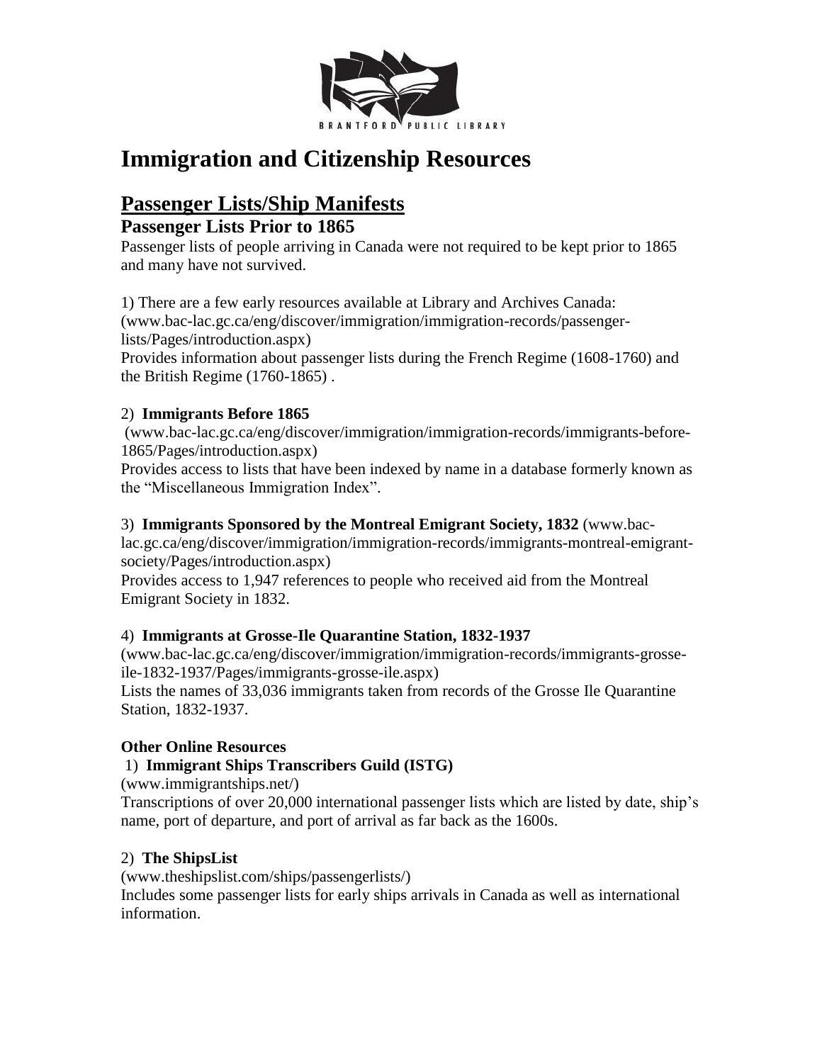# Immigration and Citizenship Resources

## Passenger Lists/Ship Manifests

### Passenger Lists Prior to 1865

Passenger lists of people arriving in Canada were not required to be kept prior to 1865 and many have not survived.

1) There are a few early resources available at Library and Archives Canada: (www.bac-lac.gc.ca/eng/discover/immigration/immigration-records/passenger-lists/Pages/introduction.aspx)
Provides information about passenger lists during the French Regime (1608-1760) and the British Regime (1760-1865) .

2) **Immigrants Before 1865**
(www.bac-lac.gc.ca/eng/discover/immigration/immigration-records/immigrants-before-1865/Pages/introduction.aspx)
Provides access to lists that have been indexed by name in a database formerly known as the "Miscellaneous Immigration Index".

3) **Immigrants Sponsored by the Montreal Emigrant Society, 1832** (www.bac-lac.gc.ca/eng/discover/immigration/immigration-records/immigrants-montreal-emigrant-society/Pages/introduction.aspx)
Provides access to 1,947 references to people who received aid from the Montreal Emigrant Society in 1832.

4) **Immigrants at Grosse-Ile Quarantine Station, 1832-1937**
(www.bac-lac.gc.ca/eng/discover/immigration/immigration-records/immigrants-grosse-ile-1832-1937/Pages/immigrants-grosse-ile.aspx)
Lists the names of 33,036 immigrants taken from records of the Grosse Ile Quarantine Station, 1832-1937.

**Other Online Resources**

1) **Immigrant Ships Transcribers Guild (ISTG)**
(www.immigrantships.net/)
Transcriptions of over 20,000 international passenger lists which are listed by date, ship's name, port of departure, and port of arrival as far back as the 1600s.

2) **The ShipsList**
(www.theshipslist.com/ships/passengerlists/)
Includes some passenger lists for early ships arrivals in Canada as well as international information.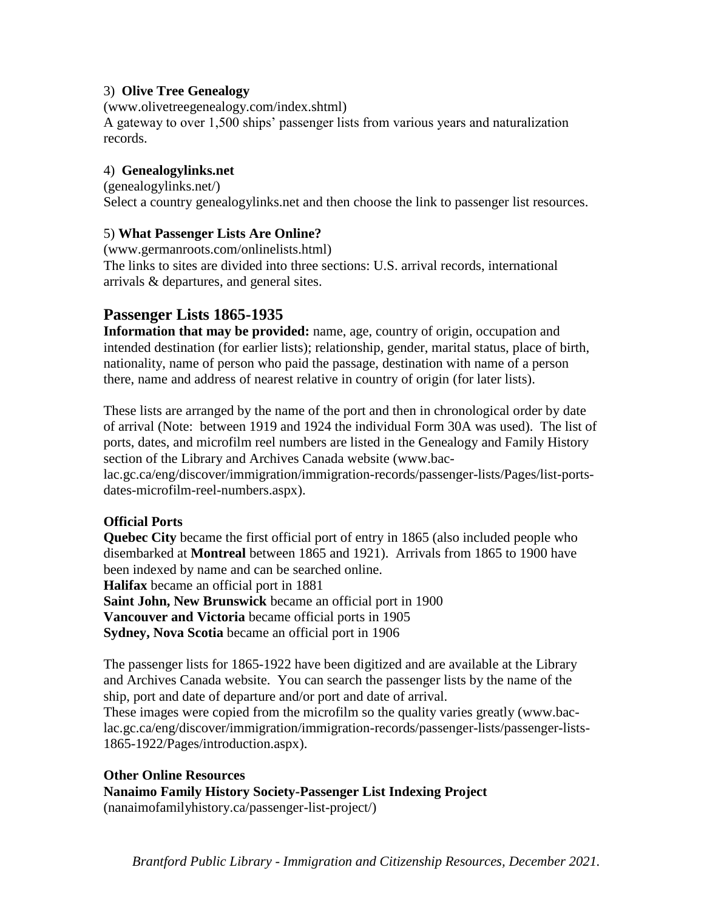3) **Olive Tree Genealogy**
(www.olivetreegenealogy.com/index.shtml)
A gateway to over 1,500 ships' passenger lists from various years and naturalization records.

4) **Genealogylinks.net**
(genealogylinks.net/)
Select a country genealogylinks.net and then choose the link to passenger list resources.

5) **What Passenger Lists Are Online?**
(www.germanroots.com/onlinelists.html)
The links to sites are divided into three sections: U.S. arrival records, international arrivals & departures, and general sites.

## Passenger Lists 1865-1935

**Information that may be provided:** name, age, country of origin, occupation and intended destination (for earlier lists); relationship, gender, marital status, place of birth, nationality, name of person who paid the passage, destination with name of a person there, name and address of nearest relative in country of origin (for later lists).

These lists are arranged by the name of the port and then in chronological order by date of arrival (Note: between 1919 and 1924 the individual Form 30A was used). The list of ports, dates, and microfilm reel numbers are listed in the Genealogy and Family History section of the Library and Archives Canada website (www.bac-lac.gc.ca/eng/discover/immigration/immigration-records/passenger-lists/Pages/list-ports-dates-microfilm-reel-numbers.aspx).

**Official Ports**

**Quebec City** became the first official port of entry in 1865 (also included people who disembarked at **Montreal** between 1865 and 1921). Arrivals from 1865 to 1900 have been indexed by name and can be searched online.
**Halifax** became an official port in 1881
**Saint John, New Brunswick** became an official port in 1900
**Vancouver and Victoria** became official ports in 1905
**Sydney, Nova Scotia** became an official port in 1906

The passenger lists for 1865-1922 have been digitized and are available at the Library and Archives Canada website. You can search the passenger lists by the name of the ship, port and date of departure and/or port and date of arrival.
These images were copied from the microfilm so the quality varies greatly (www.bac-lac.gc.ca/eng/discover/immigration/immigration-records/passenger-lists/passenger-lists-1865-1922/Pages/introduction.aspx).

**Other Online Resources**

**Nanaimo Family History Society-Passenger List Indexing Project**
(nanaimofamilyhistory.ca/passenger-list-project/)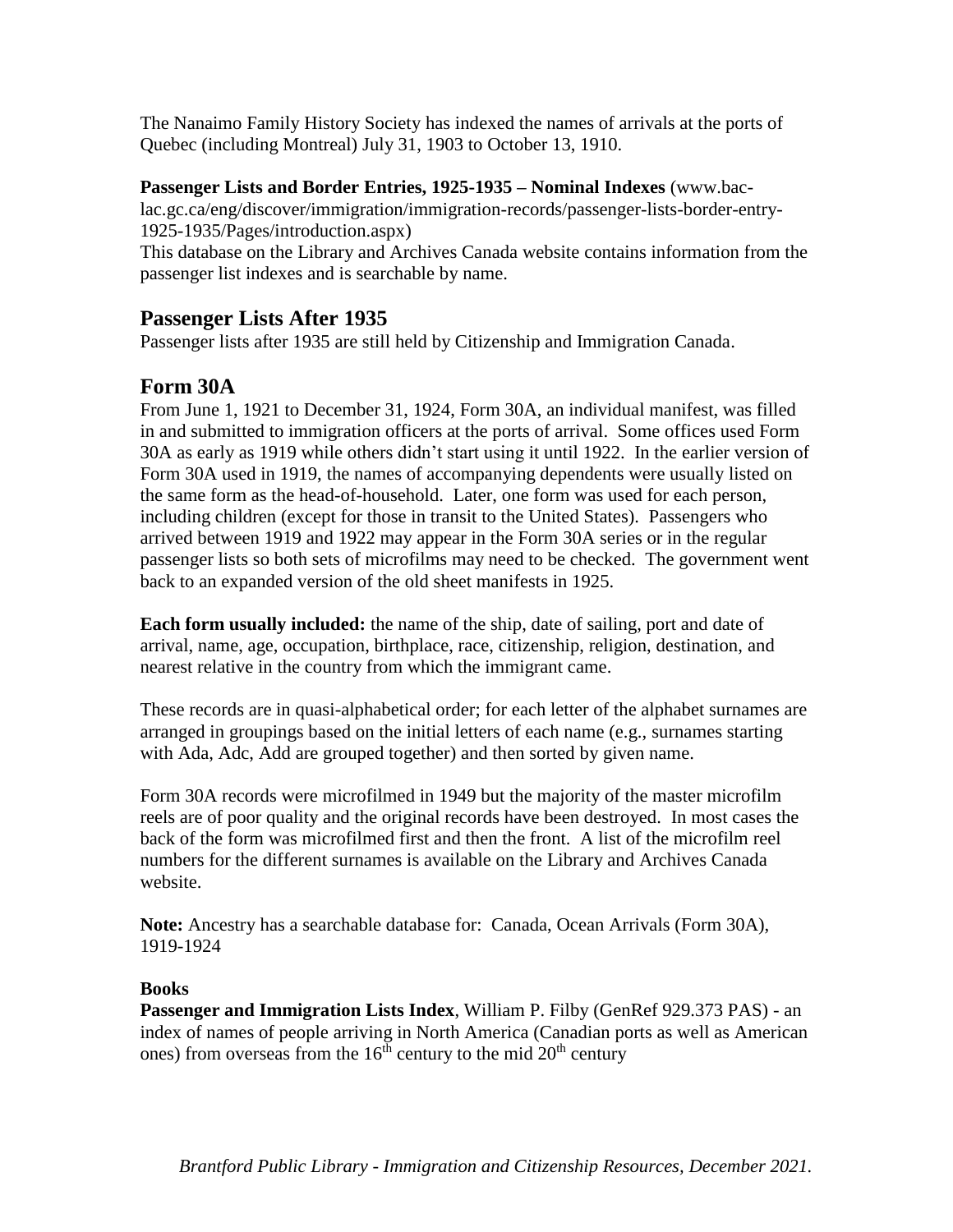The Nanaimo Family History Society has indexed the names of arrivals at the ports of Quebec (including Montreal) July 31, 1903 to October 13, 1910.

**Passenger Lists and Border Entries, 1925-1935 – Nominal Indexes** (www.bac-lac.gc.ca/eng/discover/immigration/immigration-records/passenger-lists-border-entry-1925-1935/Pages/introduction.aspx)
This database on the Library and Archives Canada website contains information from the passenger list indexes and is searchable by name.

## Passenger Lists After 1935

Passenger lists after 1935 are still held by Citizenship and Immigration Canada.

## Form 30A

From June 1, 1921 to December 31, 1924, Form 30A, an individual manifest, was filled in and submitted to immigration officers at the ports of arrival. Some offices used Form 30A as early as 1919 while others didn't start using it until 1922. In the earlier version of Form 30A used in 1919, the names of accompanying dependents were usually listed on the same form as the head-of-household. Later, one form was used for each person, including children (except for those in transit to the United States). Passengers who arrived between 1919 and 1922 may appear in the Form 30A series or in the regular passenger lists so both sets of microfilms may need to be checked. The government went back to an expanded version of the old sheet manifests in 1925.

**Each form usually included:** the name of the ship, date of sailing, port and date of arrival, name, age, occupation, birthplace, race, citizenship, religion, destination, and nearest relative in the country from which the immigrant came.

These records are in quasi-alphabetical order; for each letter of the alphabet surnames are arranged in groupings based on the initial letters of each name (e.g., surnames starting with Ada, Adc, Add are grouped together) and then sorted by given name.

Form 30A records were microfilmed in 1949 but the majority of the master microfilm reels are of poor quality and the original records have been destroyed. In most cases the back of the form was microfilmed first and then the front. A list of the microfilm reel numbers for the different surnames is available on the Library and Archives Canada website.

**Note:** Ancestry has a searchable database for: Canada, Ocean Arrivals (Form 30A), 1919-1924

**Books**

**Passenger and Immigration Lists Index**, William P. Filby (GenRef 929.373 PAS) - an index of names of people arriving in North America (Canadian ports as well as American ones) from overseas from the 16th century to the mid 20th century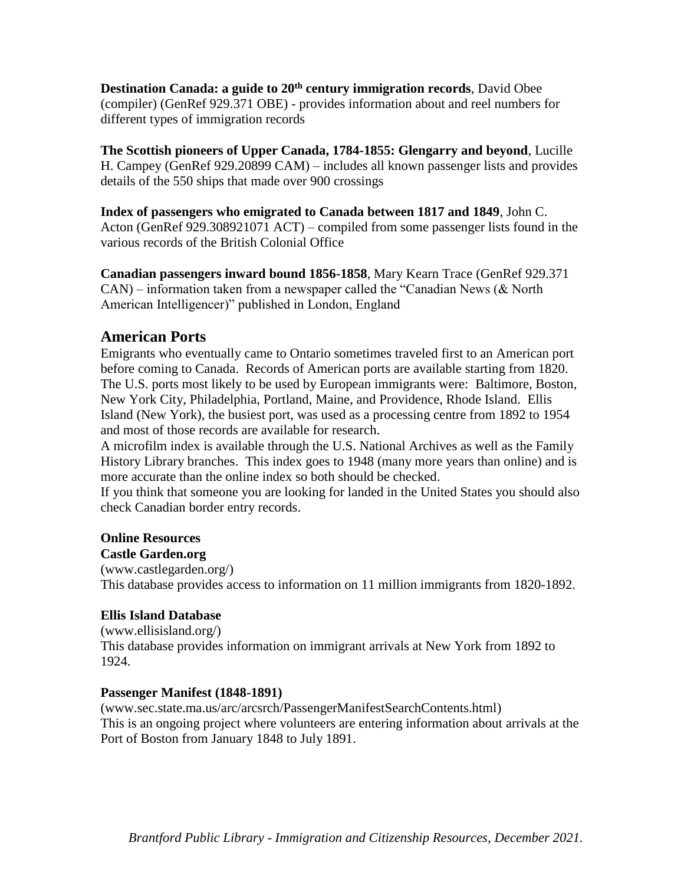**Destination Canada: a guide to 20th century immigration records**, David Obee (compiler) (GenRef 929.371 OBE) - provides information about and reel numbers for different types of immigration records

**The Scottish pioneers of Upper Canada, 1784-1855: Glengarry and beyond**, Lucille H. Campey (GenRef 929.20899 CAM) – includes all known passenger lists and provides details of the 550 ships that made over 900 crossings

**Index of passengers who emigrated to Canada between 1817 and 1849**, John C. Acton (GenRef 929.308921071 ACT) – compiled from some passenger lists found in the various records of the British Colonial Office

**Canadian passengers inward bound 1856-1858**, Mary Kearn Trace (GenRef 929.371 CAN) – information taken from a newspaper called the "Canadian News (& North American Intelligencer)" published in London, England

## American Ports

Emigrants who eventually came to Ontario sometimes traveled first to an American port before coming to Canada. Records of American ports are available starting from 1820. The U.S. ports most likely to be used by European immigrants were: Baltimore, Boston, New York City, Philadelphia, Portland, Maine, and Providence, Rhode Island. Ellis Island (New York), the busiest port, was used as a processing centre from 1892 to 1954 and most of those records are available for research.

A microfilm index is available through the U.S. National Archives as well as the Family History Library branches. This index goes to 1948 (many more years than online) and is more accurate than the online index so both should be checked.

If you think that someone you are looking for landed in the United States you should also check Canadian border entry records.

### Online Resources

**Castle Garden.org**
(www.castlegarden.org/)
This database provides access to information on 11 million immigrants from 1820-1892.

**Ellis Island Database**
(www.ellisisland.org/)
This database provides information on immigrant arrivals at New York from 1892 to 1924.

**Passenger Manifest (1848-1891)**
(www.sec.state.ma.us/arc/arcsrch/PassengerManifestSearchContents.html)
This is an ongoing project where volunteers are entering information about arrivals at the Port of Boston from January 1848 to July 1891.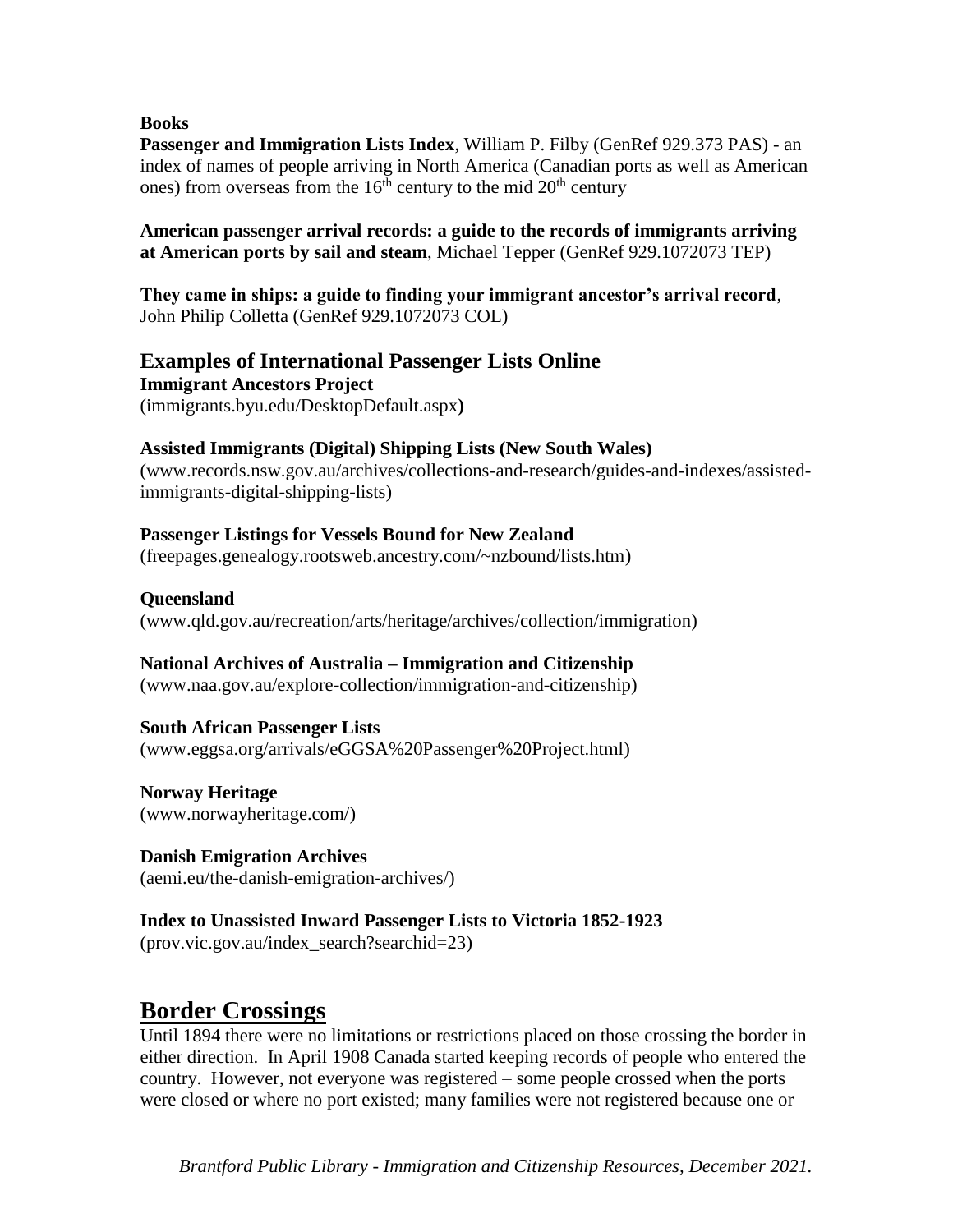**Books**

**Passenger and Immigration Lists Index**, William P. Filby (GenRef 929.373 PAS) - an index of names of people arriving in North America (Canadian ports as well as American ones) from overseas from the 16th century to the mid 20th century

**American passenger arrival records: a guide to the records of immigrants arriving at American ports by sail and steam**, Michael Tepper (GenRef 929.1072073 TEP)

**They came in ships: a guide to finding your immigrant ancestor's arrival record**, John Philip Colletta (GenRef 929.1072073 COL)

### Examples of International Passenger Lists Online

**Immigrant Ancestors Project**
(immigrants.byu.edu/DesktopDefault.aspx**)**

**Assisted Immigrants (Digital) Shipping Lists (New South Wales)**
(www.records.nsw.gov.au/archives/collections-and-research/guides-and-indexes/assisted-immigrants-digital-shipping-lists)

**Passenger Listings for Vessels Bound for New Zealand**
(freepages.genealogy.rootsweb.ancestry.com/~nzbound/lists.htm)

**Queensland**
(www.qld.gov.au/recreation/arts/heritage/archives/collection/immigration)

**National Archives of Australia – Immigration and Citizenship**
(www.naa.gov.au/explore-collection/immigration-and-citizenship)

**South African Passenger Lists**
(www.eggsa.org/arrivals/eGGSA%20Passenger%20Project.html)

**Norway Heritage**
(www.norwayheritage.com/)

**Danish Emigration Archives**
(aemi.eu/the-danish-emigration-archives/)

**Index to Unassisted Inward Passenger Lists to Victoria 1852-1923**
(prov.vic.gov.au/index_search?searchid=23)

## Border Crossings

Until 1894 there were no limitations or restrictions placed on those crossing the border in either direction. In April 1908 Canada started keeping records of people who entered the country. However, not everyone was registered – some people crossed when the ports were closed or where no port existed; many families were not registered because one or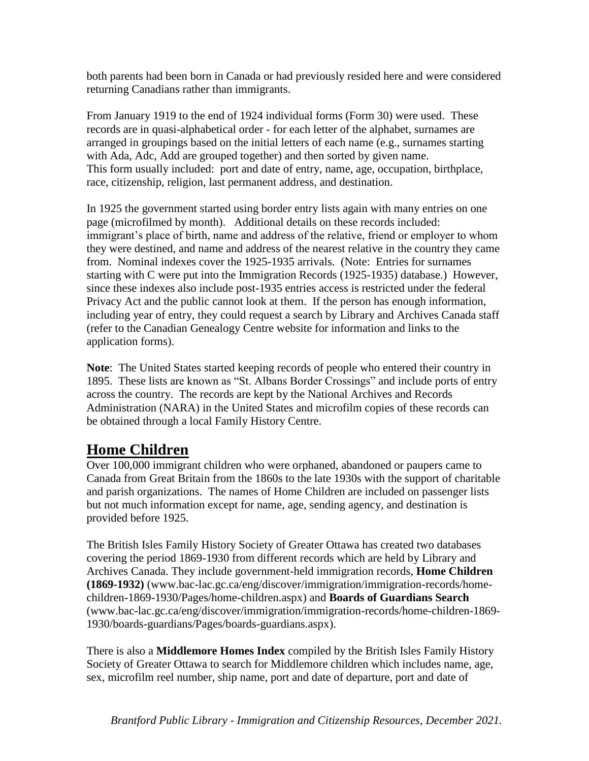both parents had been born in Canada or had previously resided here and were considered returning Canadians rather than immigrants.

From January 1919 to the end of 1924 individual forms (Form 30) were used. These records are in quasi-alphabetical order - for each letter of the alphabet, surnames are arranged in groupings based on the initial letters of each name (e.g., surnames starting with Ada, Adc, Add are grouped together) and then sorted by given name. This form usually included: port and date of entry, name, age, occupation, birthplace, race, citizenship, religion, last permanent address, and destination.

In 1925 the government started using border entry lists again with many entries on one page (microfilmed by month). Additional details on these records included: immigrant's place of birth, name and address of the relative, friend or employer to whom they were destined, and name and address of the nearest relative in the country they came from. Nominal indexes cover the 1925-1935 arrivals. (Note: Entries for surnames starting with C were put into the Immigration Records (1925-1935) database.) However, since these indexes also include post-1935 entries access is restricted under the federal Privacy Act and the public cannot look at them. If the person has enough information, including year of entry, they could request a search by Library and Archives Canada staff (refer to the Canadian Genealogy Centre website for information and links to the application forms).

**Note**: The United States started keeping records of people who entered their country in 1895. These lists are known as "St. Albans Border Crossings" and include ports of entry across the country. The records are kept by the National Archives and Records Administration (NARA) in the United States and microfilm copies of these records can be obtained through a local Family History Centre.

## Home Children

Over 100,000 immigrant children who were orphaned, abandoned or paupers came to Canada from Great Britain from the 1860s to the late 1930s with the support of charitable and parish organizations. The names of Home Children are included on passenger lists but not much information except for name, age, sending agency, and destination is provided before 1925.

The British Isles Family History Society of Greater Ottawa has created two databases covering the period 1869-1930 from different records which are held by Library and Archives Canada. They include government-held immigration records, **Home Children (1869-1932)** (www.bac-lac.gc.ca/eng/discover/immigration/immigration-records/home-children-1869-1930/Pages/home-children.aspx) and **Boards of Guardians Search** (www.bac-lac.gc.ca/eng/discover/immigration/immigration-records/home-children-1869-1930/boards-guardians/Pages/boards-guardians.aspx).

There is also a **Middlemore Homes Index** compiled by the British Isles Family History Society of Greater Ottawa to search for Middlemore children which includes name, age, sex, microfilm reel number, ship name, port and date of departure, port and date of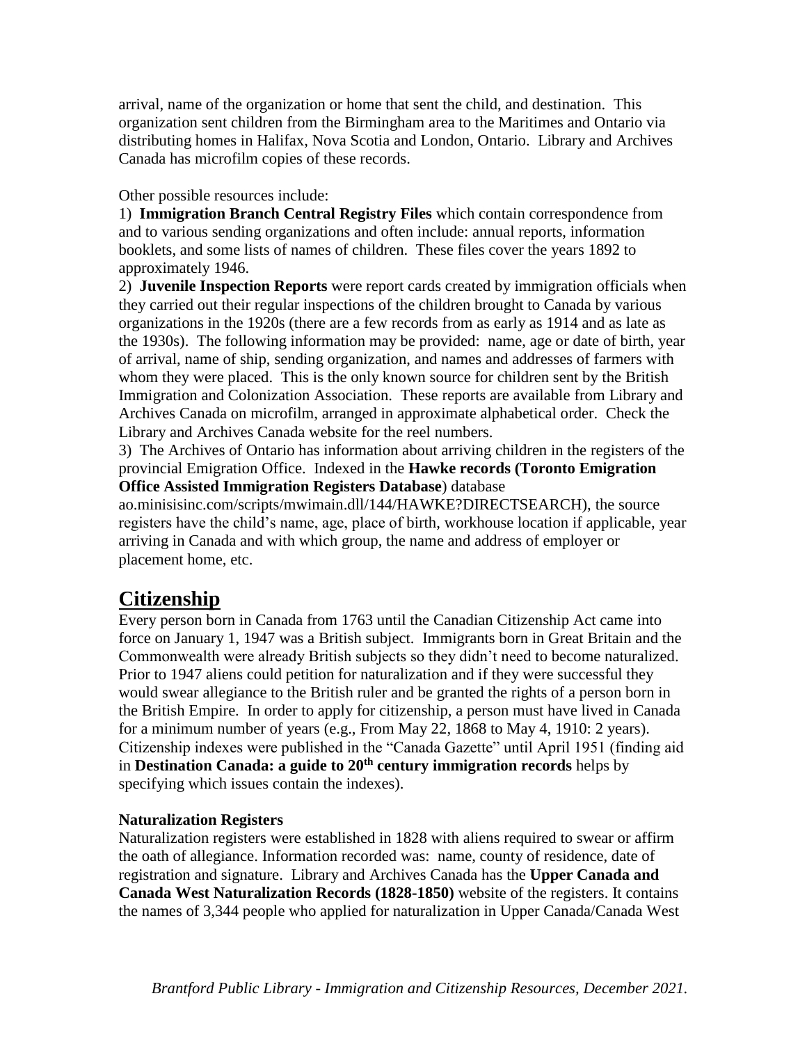arrival, name of the organization or home that sent the child, and destination. This organization sent children from the Birmingham area to the Maritimes and Ontario via distributing homes in Halifax, Nova Scotia and London, Ontario. Library and Archives Canada has microfilm copies of these records.

Other possible resources include:

1) **Immigration Branch Central Registry Files** which contain correspondence from and to various sending organizations and often include: annual reports, information booklets, and some lists of names of children. These files cover the years 1892 to approximately 1946.

2) **Juvenile Inspection Reports** were report cards created by immigration officials when they carried out their regular inspections of the children brought to Canada by various organizations in the 1920s (there are a few records from as early as 1914 and as late as the 1930s). The following information may be provided: name, age or date of birth, year of arrival, name of ship, sending organization, and names and addresses of farmers with whom they were placed. This is the only known source for children sent by the British Immigration and Colonization Association. These reports are available from Library and Archives Canada on microfilm, arranged in approximate alphabetical order. Check the Library and Archives Canada website for the reel numbers.

3) The Archives of Ontario has information about arriving children in the registers of the provincial Emigration Office. Indexed in the **Hawke records (Toronto Emigration Office Assisted Immigration Registers Database**) database ao.minisisinc.com/scripts/mwimain.dll/144/HAWKE?DIRECTSEARCH), the source registers have the child's name, age, place of birth, workhouse location if applicable, year arriving in Canada and with which group, the name and address of employer or placement home, etc.

## Citizenship

Every person born in Canada from 1763 until the Canadian Citizenship Act came into force on January 1, 1947 was a British subject. Immigrants born in Great Britain and the Commonwealth were already British subjects so they didn't need to become naturalized. Prior to 1947 aliens could petition for naturalization and if they were successful they would swear allegiance to the British ruler and be granted the rights of a person born in the British Empire. In order to apply for citizenship, a person must have lived in Canada for a minimum number of years (e.g., From May 22, 1868 to May 4, 1910: 2 years). Citizenship indexes were published in the "Canada Gazette" until April 1951 (finding aid in **Destination Canada: a guide to 20th century immigration records** helps by specifying which issues contain the indexes).

### Naturalization Registers

Naturalization registers were established in 1828 with aliens required to swear or affirm the oath of allegiance. Information recorded was: name, county of residence, date of registration and signature. Library and Archives Canada has the **Upper Canada and Canada West Naturalization Records (1828-1850)** website of the registers. It contains the names of 3,344 people who applied for naturalization in Upper Canada/Canada West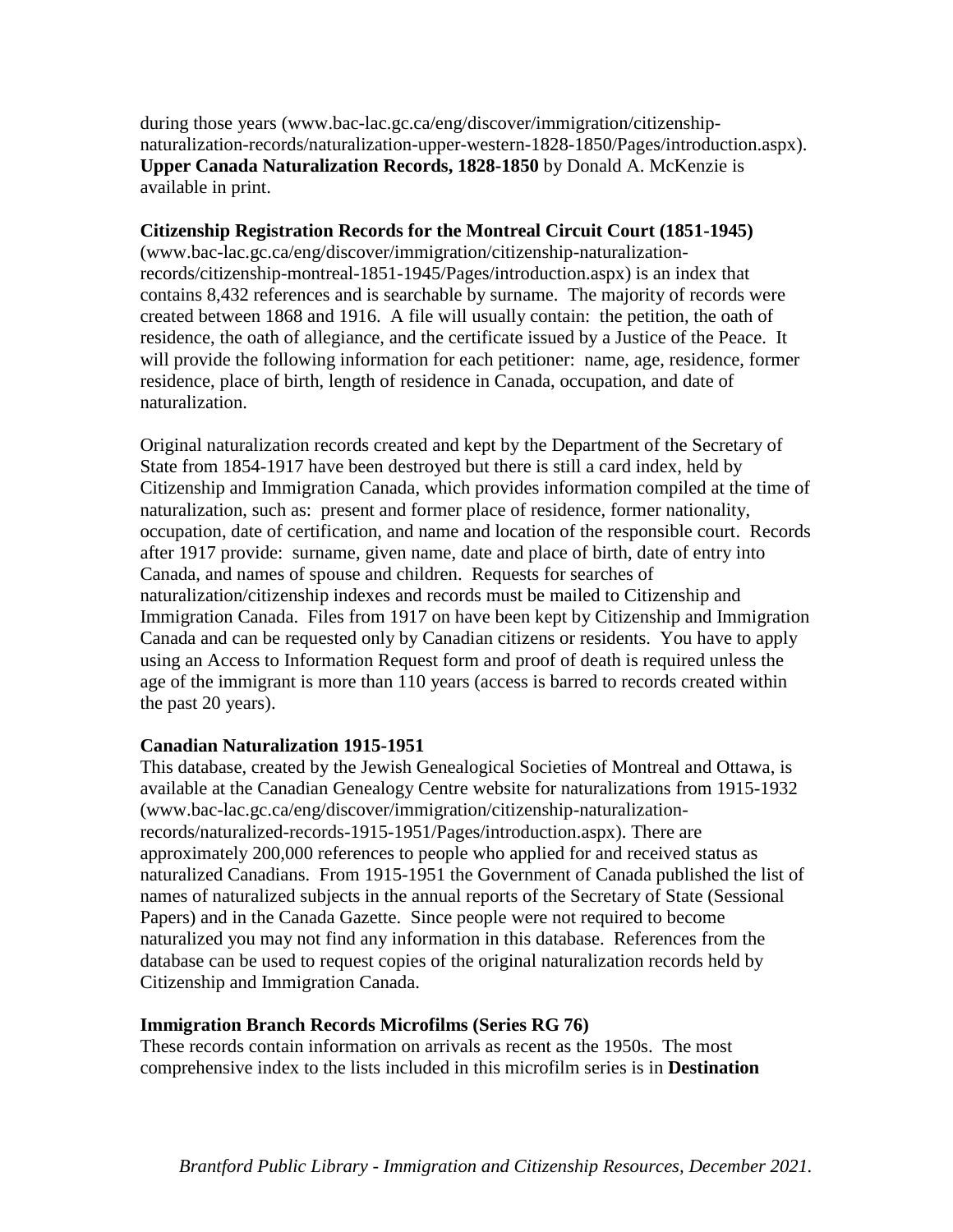during those years (www.bac-lac.gc.ca/eng/discover/immigration/citizenship-naturalization-records/naturalization-upper-western-1828-1850/Pages/introduction.aspx). **Upper Canada Naturalization Records, 1828-1850** by Donald A. McKenzie is available in print.

**Citizenship Registration Records for the Montreal Circuit Court (1851-1945)** (www.bac-lac.gc.ca/eng/discover/immigration/citizenship-naturalization-records/citizenship-montreal-1851-1945/Pages/introduction.aspx) is an index that contains 8,432 references and is searchable by surname. The majority of records were created between 1868 and 1916. A file will usually contain: the petition, the oath of residence, the oath of allegiance, and the certificate issued by a Justice of the Peace. It will provide the following information for each petitioner: name, age, residence, former residence, place of birth, length of residence in Canada, occupation, and date of naturalization.

Original naturalization records created and kept by the Department of the Secretary of State from 1854-1917 have been destroyed but there is still a card index, held by Citizenship and Immigration Canada, which provides information compiled at the time of naturalization, such as: present and former place of residence, former nationality, occupation, date of certification, and name and location of the responsible court. Records after 1917 provide: surname, given name, date and place of birth, date of entry into Canada, and names of spouse and children. Requests for searches of naturalization/citizenship indexes and records must be mailed to Citizenship and Immigration Canada. Files from 1917 on have been kept by Citizenship and Immigration Canada and can be requested only by Canadian citizens or residents. You have to apply using an Access to Information Request form and proof of death is required unless the age of the immigrant is more than 110 years (access is barred to records created within the past 20 years).

**Canadian Naturalization 1915-1951**

This database, created by the Jewish Genealogical Societies of Montreal and Ottawa, is available at the Canadian Genealogy Centre website for naturalizations from 1915-1932 (www.bac-lac.gc.ca/eng/discover/immigration/citizenship-naturalization-records/naturalized-records-1915-1951/Pages/introduction.aspx). There are approximately 200,000 references to people who applied for and received status as naturalized Canadians. From 1915-1951 the Government of Canada published the list of names of naturalized subjects in the annual reports of the Secretary of State (Sessional Papers) and in the Canada Gazette. Since people were not required to become naturalized you may not find any information in this database. References from the database can be used to request copies of the original naturalization records held by Citizenship and Immigration Canada.

**Immigration Branch Records Microfilms (Series RG 76)**

These records contain information on arrivals as recent as the 1950s. The most comprehensive index to the lists included in this microfilm series is in **Destination**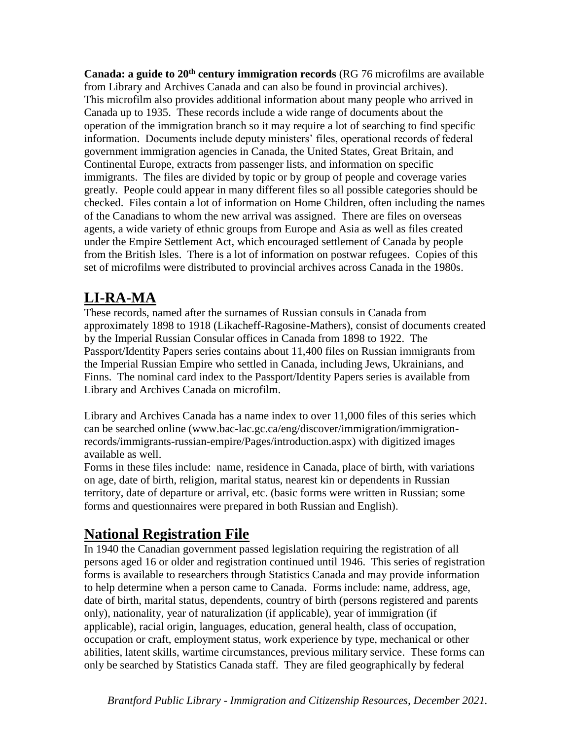**Canada: a guide to 20th century immigration records** (RG 76 microfilms are available from Library and Archives Canada and can also be found in provincial archives). This microfilm also provides additional information about many people who arrived in Canada up to 1935. These records include a wide range of documents about the operation of the immigration branch so it may require a lot of searching to find specific information. Documents include deputy ministers' files, operational records of federal government immigration agencies in Canada, the United States, Great Britain, and Continental Europe, extracts from passenger lists, and information on specific immigrants. The files are divided by topic or by group of people and coverage varies greatly. People could appear in many different files so all possible categories should be checked. Files contain a lot of information on Home Children, often including the names of the Canadians to whom the new arrival was assigned. There are files on overseas agents, a wide variety of ethnic groups from Europe and Asia as well as files created under the Empire Settlement Act, which encouraged settlement of Canada by people from the British Isles. There is a lot of information on postwar refugees. Copies of this set of microfilms were distributed to provincial archives across Canada in the 1980s.

## LI-RA-MA

These records, named after the surnames of Russian consuls in Canada from approximately 1898 to 1918 (Likacheff-Ragosine-Mathers), consist of documents created by the Imperial Russian Consular offices in Canada from 1898 to 1922. The Passport/Identity Papers series contains about 11,400 files on Russian immigrants from the Imperial Russian Empire who settled in Canada, including Jews, Ukrainians, and Finns. The nominal card index to the Passport/Identity Papers series is available from Library and Archives Canada on microfilm.

Library and Archives Canada has a name index to over 11,000 files of this series which can be searched online (www.bac-lac.gc.ca/eng/discover/immigration/immigration-records/immigrants-russian-empire/Pages/introduction.aspx) with digitized images available as well.

Forms in these files include: name, residence in Canada, place of birth, with variations on age, date of birth, religion, marital status, nearest kin or dependents in Russian territory, date of departure or arrival, etc. (basic forms were written in Russian; some forms and questionnaires were prepared in both Russian and English).

## National Registration File

In 1940 the Canadian government passed legislation requiring the registration of all persons aged 16 or older and registration continued until 1946. This series of registration forms is available to researchers through Statistics Canada and may provide information to help determine when a person came to Canada. Forms include: name, address, age, date of birth, marital status, dependents, country of birth (persons registered and parents only), nationality, year of naturalization (if applicable), year of immigration (if applicable), racial origin, languages, education, general health, class of occupation, occupation or craft, employment status, work experience by type, mechanical or other abilities, latent skills, wartime circumstances, previous military service. These forms can only be searched by Statistics Canada staff. They are filed geographically by federal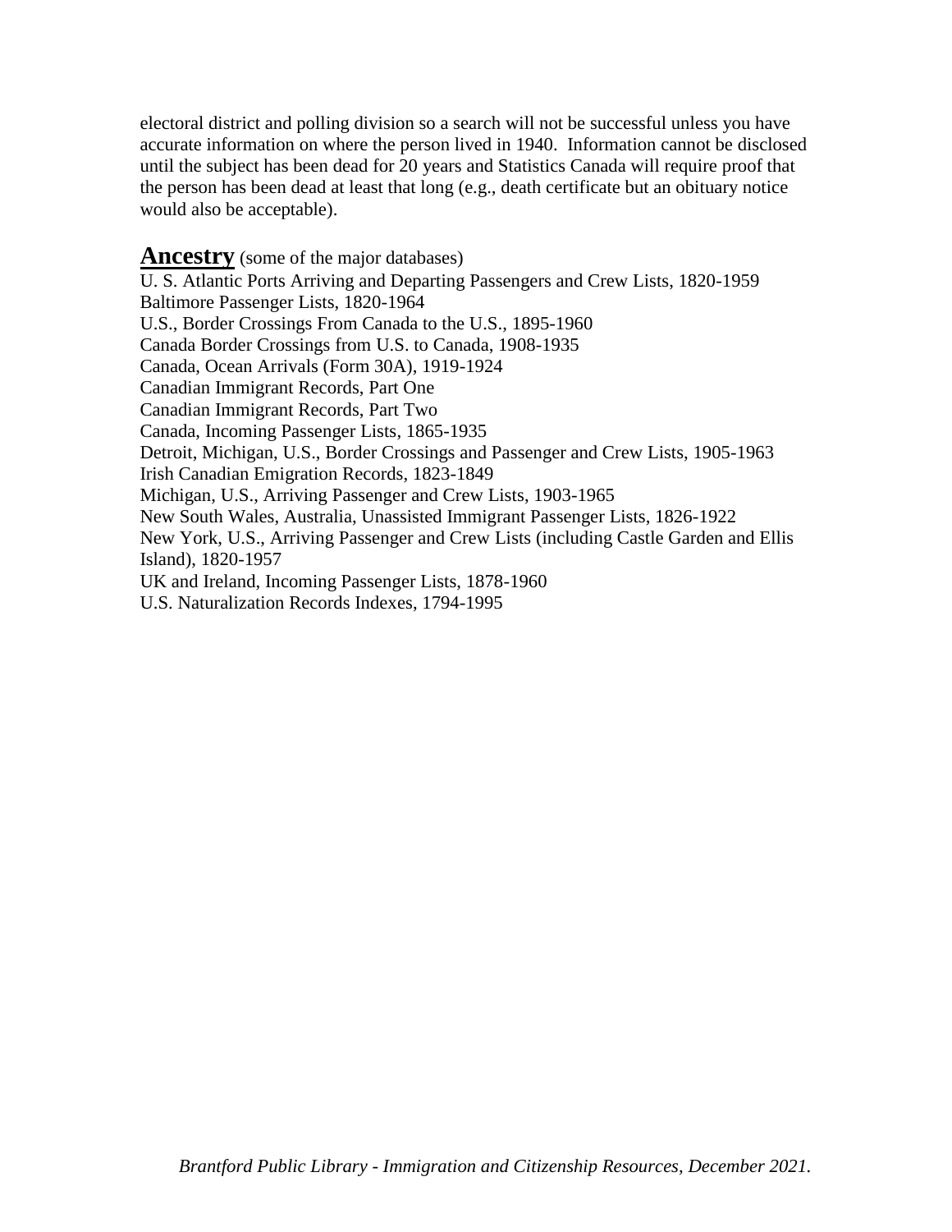electoral district and polling division so a search will not be successful unless you have accurate information on where the person lived in 1940. Information cannot be disclosed until the subject has been dead for 20 years and Statistics Canada will require proof that the person has been dead at least that long (e.g., death certificate but an obituary notice would also be acceptable).

## Ancestry (some of the major databases)

U. S. Atlantic Ports Arriving and Departing Passengers and Crew Lists, 1820-1959
Baltimore Passenger Lists, 1820-1964
U.S., Border Crossings From Canada to the U.S., 1895-1960
Canada Border Crossings from U.S. to Canada, 1908-1935
Canada, Ocean Arrivals (Form 30A), 1919-1924
Canadian Immigrant Records, Part One
Canadian Immigrant Records, Part Two
Canada, Incoming Passenger Lists, 1865-1935
Detroit, Michigan, U.S., Border Crossings and Passenger and Crew Lists, 1905-1963
Irish Canadian Emigration Records, 1823-1849
Michigan, U.S., Arriving Passenger and Crew Lists, 1903-1965
New South Wales, Australia, Unassisted Immigrant Passenger Lists, 1826-1922
New York, U.S., Arriving Passenger and Crew Lists (including Castle Garden and Ellis Island), 1820-1957
UK and Ireland, Incoming Passenger Lists, 1878-1960
U.S. Naturalization Records Indexes, 1794-1995